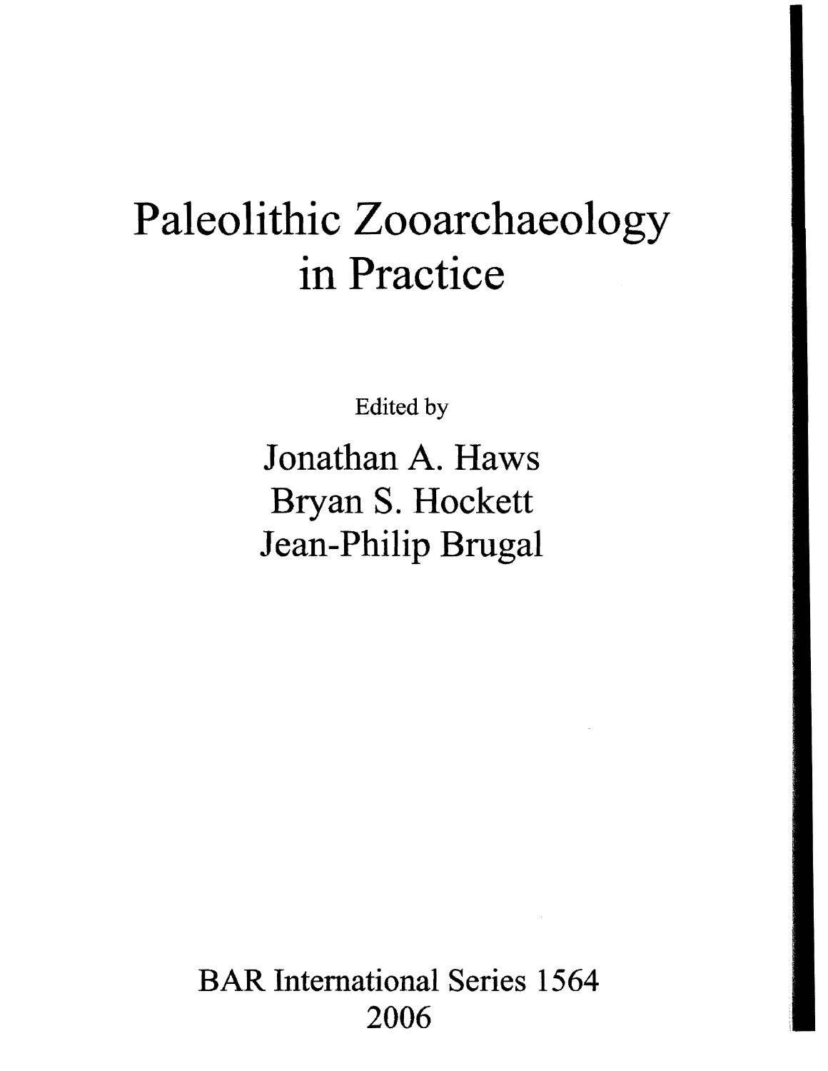# Paleolithic Zooarchaeology in Practice

Edited by

Jonathan A. Haws
Bryan S. Hockett
Jean-Philip Brugal

BAR International Series 1564
2006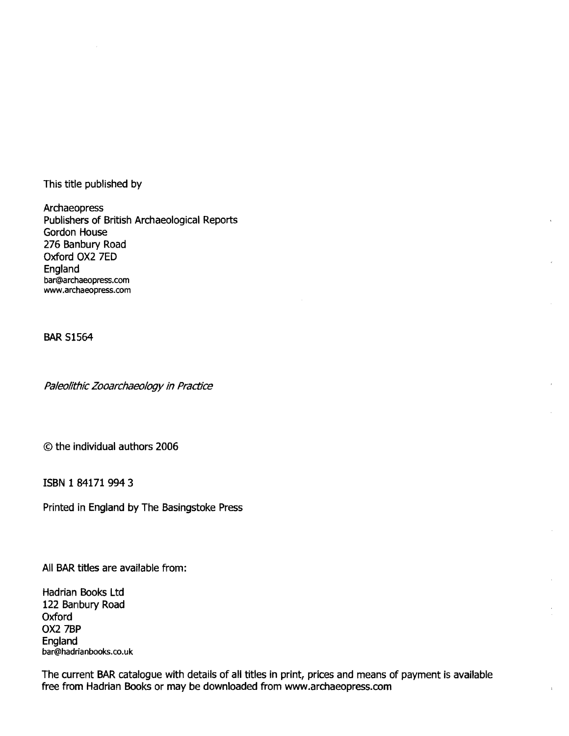This title published by

Archaeopress
Publishers of British Archaeological Reports
Gordon House
276 Banbury Road
Oxford OX2 7ED
England
bar@archaeopress.com
www.archaeopress.com

BAR S1564

*Paleolithic Zooarchaeology in Practice*

© the individual authors 2006

ISBN 1 84171 994 3

Printed in England by The Basingstoke Press

All BAR titles are available from:

Hadrian Books Ltd
122 Banbury Road
Oxford
OX2 7BP
England
bar@hadrianbooks.co.uk

The current BAR catalogue with details of all titles in print, prices and means of payment is available free from Hadrian Books or may be downloaded from www.archaeopress.com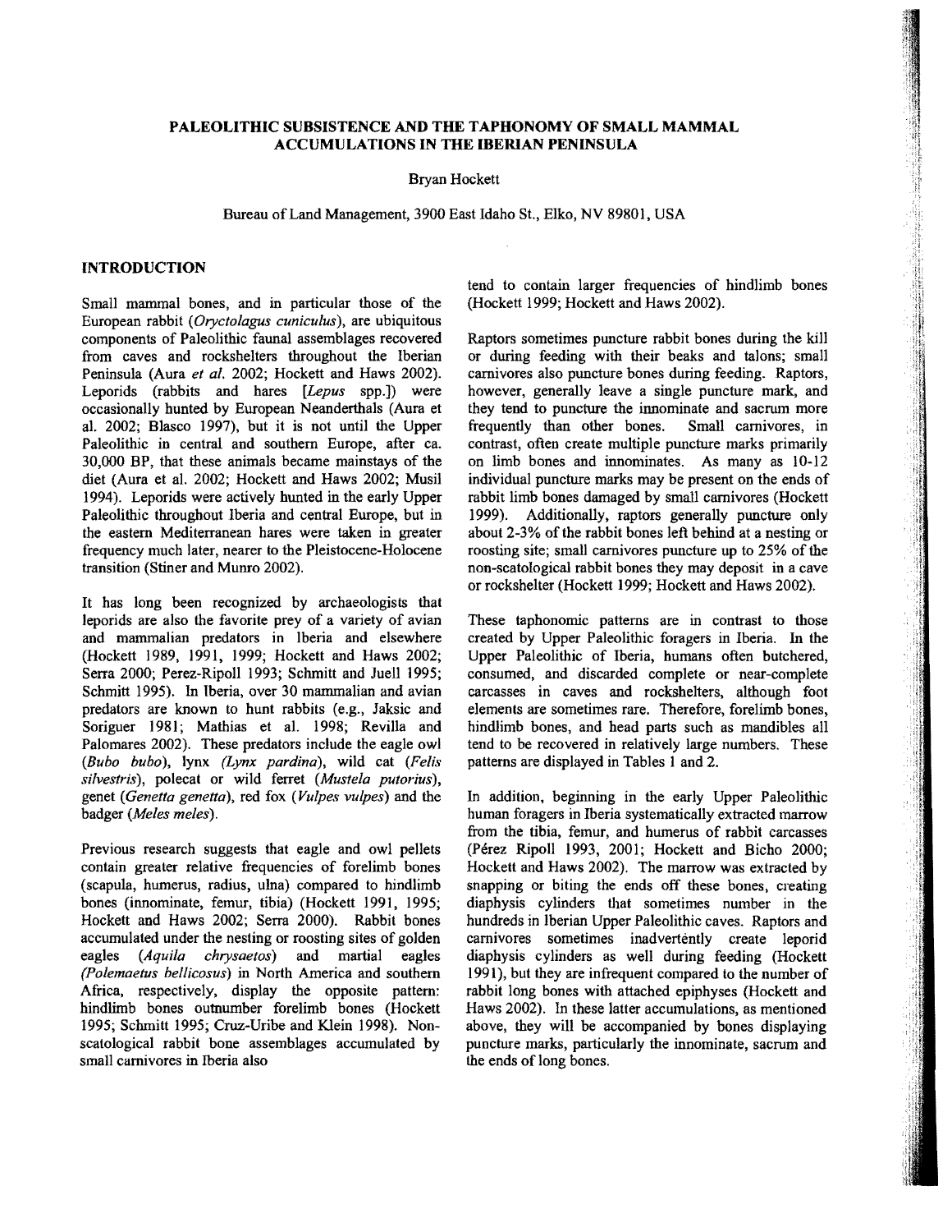# PALEOLITHIC SUBSISTENCE AND THE TAPHONOMY OF SMALL MAMMAL ACCUMULATIONS IN THE IBERIAN PENINSULA

Bryan Hockett

Bureau of Land Management, 3900 East Idaho St., Elko, NV 89801, USA

## INTRODUCTION

Small mammal bones, and in particular those of the European rabbit (*Oryctolagus cuniculus*), are ubiquitous components of Paleolithic faunal assemblages recovered from caves and rockshelters throughout the Iberian Peninsula (Aura *et al.* 2002; Hockett and Haws 2002). Leporids (rabbits and hares [*Lepus* spp.]) were occasionally hunted by European Neanderthals (Aura et al. 2002; Blasco 1997), but it is not until the Upper Paleolithic in central and southern Europe, after ca. 30,000 BP, that these animals became mainstays of the diet (Aura et al. 2002; Hockett and Haws 2002; Musil 1994). Leporids were actively hunted in the early Upper Paleolithic throughout Iberia and central Europe, but in the eastern Mediterranean hares were taken in greater frequency much later, nearer to the Pleistocene-Holocene transition (Stiner and Munro 2002).

It has long been recognized by archaeologists that leporids are also the favorite prey of a variety of avian and mammalian predators in Iberia and elsewhere (Hockett 1989, 1991, 1999; Hockett and Haws 2002; Serra 2000; Perez-Ripoll 1993; Schmitt and Juell 1995; Schmitt 1995). In Iberia, over 30 mammalian and avian predators are known to hunt rabbits (e.g., Jaksic and Soriguer 1981; Mathias et al. 1998; Revilla and Palomares 2002). These predators include the eagle owl (*Bubo bubo*), lynx (*Lynx pardina*), wild cat (*Felis silvestris*), polecat or wild ferret (*Mustela putorius*), genet (*Genetta genetta*), red fox (*Vulpes vulpes*) and the badger (*Meles meles*).

Previous research suggests that eagle and owl pellets contain greater relative frequencies of forelimb bones (scapula, humerus, radius, ulna) compared to hindlimb bones (innominate, femur, tibia) (Hockett 1991, 1995; Hockett and Haws 2002; Serra 2000). Rabbit bones accumulated under the nesting or roosting sites of golden eagles (*Aquila chrysaetos*) and martial eagles (*Polemaetus bellicosus*) in North America and southern Africa, respectively, display the opposite pattern: hindlimb bones outnumber forelimb bones (Hockett 1995; Schmitt 1995; Cruz-Uribe and Klein 1998). Non-scatological rabbit bone assemblages accumulated by small carnivores in Iberia also tend to contain larger frequencies of hindlimb bones (Hockett 1999; Hockett and Haws 2002).

Raptors sometimes puncture rabbit bones during the kill or during feeding with their beaks and talons; small carnivores also puncture bones during feeding. Raptors, however, generally leave a single puncture mark, and they tend to puncture the innominate and sacrum more frequently than other bones. Small carnivores, in contrast, often create multiple puncture marks primarily on limb bones and innominates. As many as 10-12 individual puncture marks may be present on the ends of rabbit limb bones damaged by small carnivores (Hockett 1999). Additionally, raptors generally puncture only about 2-3% of the rabbit bones left behind at a nesting or roosting site; small carnivores puncture up to 25% of the non-scatological rabbit bones they may deposit in a cave or rockshelter (Hockett 1999; Hockett and Haws 2002).

These taphonomic patterns are in contrast to those created by Upper Paleolithic foragers in Iberia. In the Upper Paleolithic of Iberia, humans often butchered, consumed, and discarded complete or near-complete carcasses in caves and rockshelters, although foot elements are sometimes rare. Therefore, forelimb bones, hindlimb bones, and head parts such as mandibles all tend to be recovered in relatively large numbers. These patterns are displayed in Tables 1 and 2.

In addition, beginning in the early Upper Paleolithic human foragers in Iberia systematically extracted marrow from the tibia, femur, and humerus of rabbit carcasses (Pérez Ripoll 1993, 2001; Hockett and Bicho 2000; Hockett and Haws 2002). The marrow was extracted by snapping or biting the ends off these bones, creating diaphysis cylinders that sometimes number in the hundreds in Iberian Upper Paleolithic caves. Raptors and carnivores sometimes inadvertently create leporid diaphysis cylinders as well during feeding (Hockett 1991), but they are infrequent compared to the number of rabbit long bones with attached epiphyses (Hockett and Haws 2002). In these latter accumulations, as mentioned above, they will be accompanied by bones displaying puncture marks, particularly the innominate, sacrum and the ends of long bones.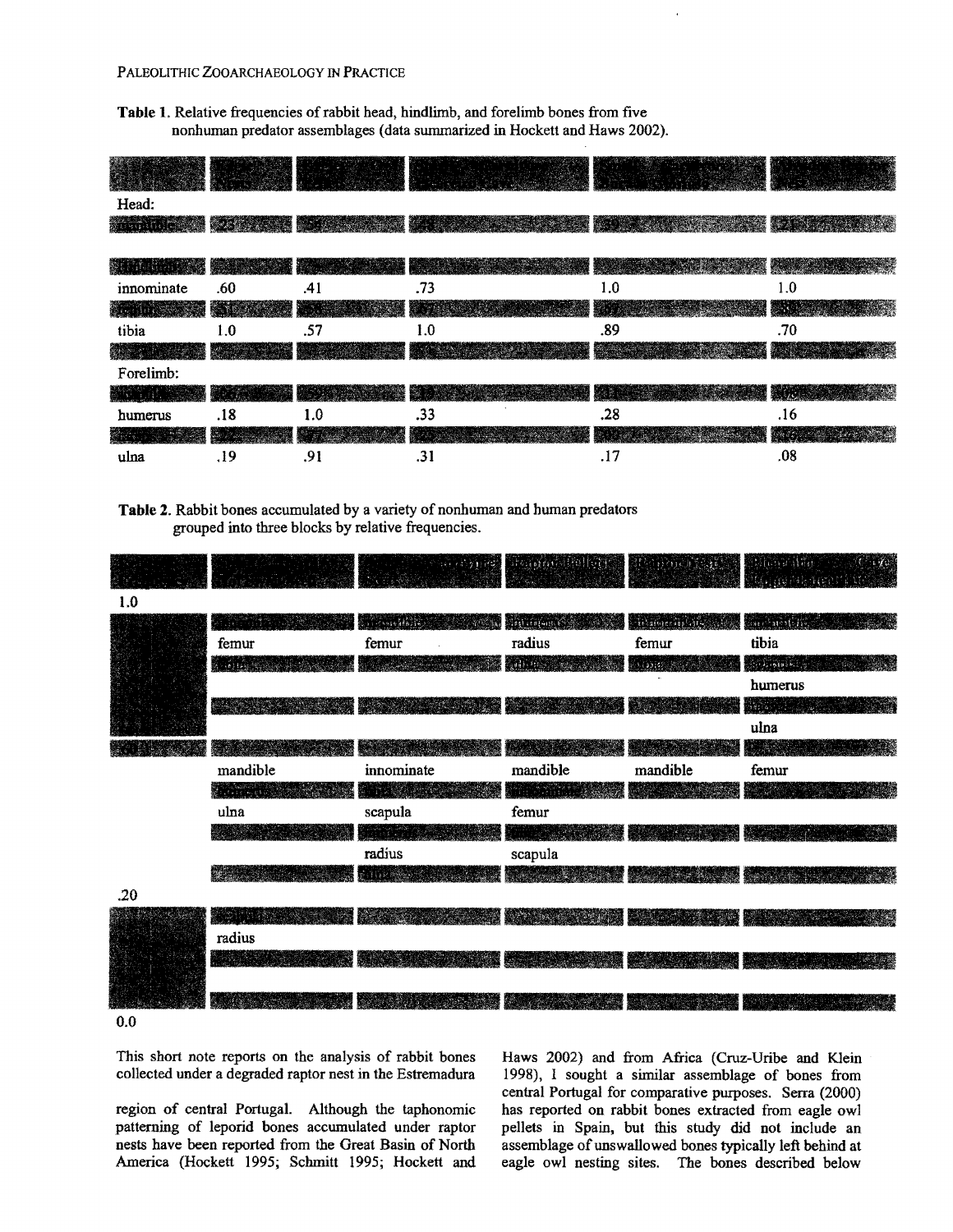**Table 1.** Relative frequencies of rabbit head, hindlimb, and forelimb bones from five nonhuman predator assemblages (data summarized in Hockett and Haws 2002).

| | | | | | |
|---|---|---|---|---|---|
| Head: | | | | | |
| mandible | .23 | .58 | .48 | .39 | .21 |
| | | | | | |
| innominate | .60 | .41 | .73 | 1.0 | 1.0 |
| | | | | | |
| tibia | 1.0 | .57 | 1.0 | .89 | .70 |
| | | | | | |
| Forelimb: | | | | | |
| | | | | | |
| humerus | .18 | 1.0 | .33 | .28 | .16 |
| | | | | | |
| ulna | .19 | .91 | .31 | .17 | .08 |

**Table 2.** Rabbit bones accumulated by a variety of nonhuman and human predators grouped into three blocks by relative frequencies.

| | | | | | |
|---|---|---|---|---|---|
| 1.0 | | | | | |
| | | | | | |
| | femur | femur | radius | femur | tibia |
| | | | | | |
| | | | | | humerus |
| | | | | | |
| | | | | | ulna |
| | | | | | |
| | mandible | innominate | mandible | mandible | femur |
| | | | | | |
| | ulna | scapula | femur | | |
| | | | | | |
| | | radius | scapula | | |
| | | | | | |
| .20 | | | | | |
| | | | | | |
| | radius | | | | |
| | | | | | |
| | | | | | |
| 0.0 | | | | | |

This short note reports on the analysis of rabbit bones collected under a degraded raptor nest in the Estremadura region of central Portugal. Although the taphonomic patterning of leporid bones accumulated under raptor nests have been reported from the Great Basin of North America (Hockett 1995; Schmitt 1995; Hockett and Haws 2002) and from Africa (Cruz-Uribe and Klein 1998), I sought a similar assemblage of bones from central Portugal for comparative purposes. Serra (2000) has reported on rabbit bones extracted from eagle owl pellets in Spain, but this study did not include an assemblage of unswallowed bones typically left behind at eagle owl nesting sites. The bones described below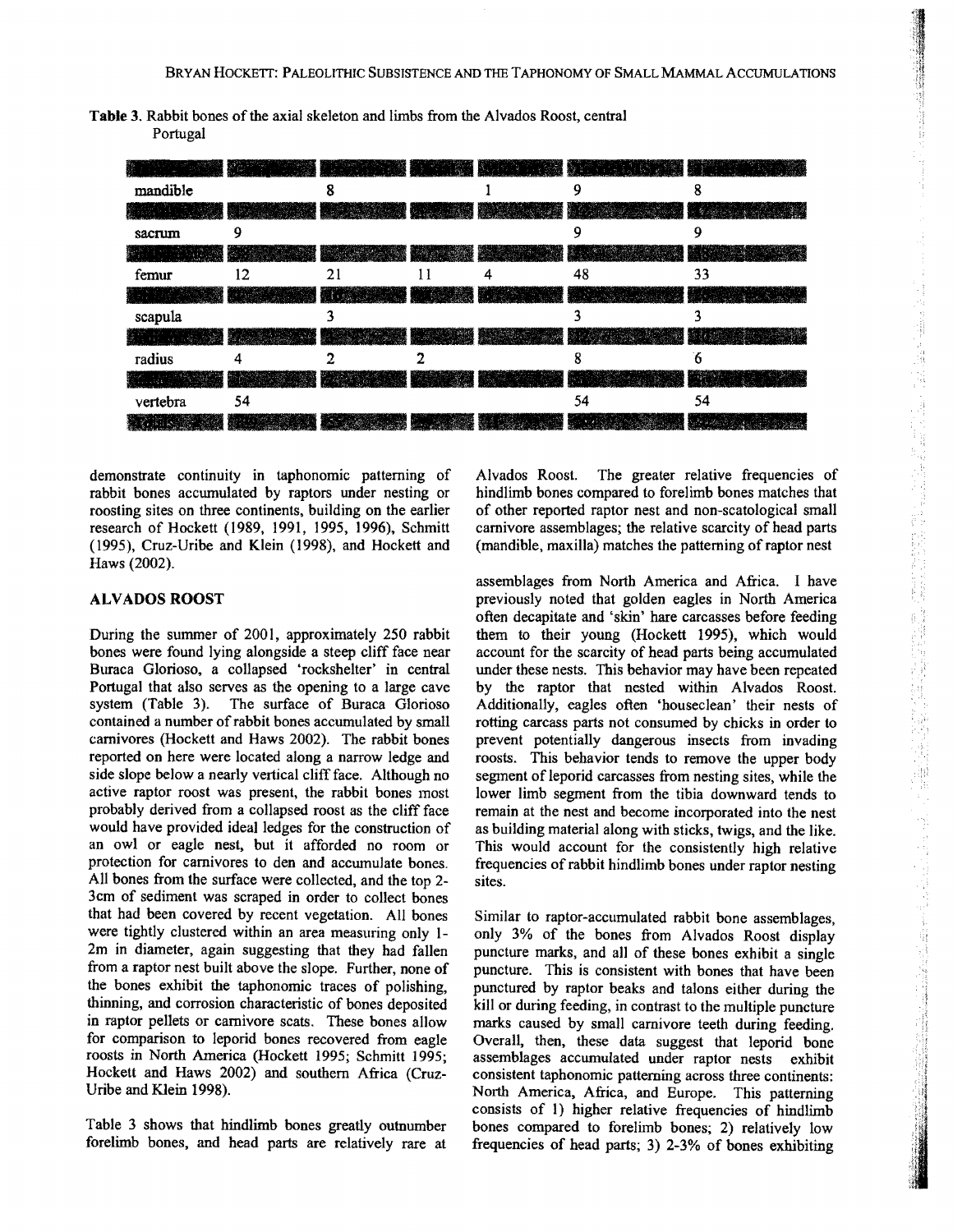**Table 3.** Rabbit bones of the axial skeleton and limbs from the Alvados Roost, central Portugal

| | | | | | | |
|---|---|---|---|---|---|---|
| mandible | | 8 | | 1 | 9 | 8 |
| sacrum | 9 | | | | 9 | 9 |
| femur | 12 | 21 | 11 | 4 | 48 | 33 |
| scapula | | 3 | | | 3 | 3 |
| radius | 4 | 2 | 2 | | 8 | 6 |
| vertebra | 54 | | | | 54 | 54 |

demonstrate continuity in taphonomic patterning of rabbit bones accumulated by raptors under nesting or roosting sites on three continents, building on the earlier research of Hockett (1989, 1991, 1995, 1996), Schmitt (1995), Cruz-Uribe and Klein (1998), and Hockett and Haws (2002).

## ALVADOS ROOST

During the summer of 2001, approximately 250 rabbit bones were found lying alongside a steep cliff face near Buraca Glorioso, a collapsed 'rockshelter' in central Portugal that also serves as the opening to a large cave system (Table 3). The surface of Buraca Glorioso contained a number of rabbit bones accumulated by small carnivores (Hockett and Haws 2002). The rabbit bones reported on here were located along a narrow ledge and side slope below a nearly vertical cliff face. Although no active raptor roost was present, the rabbit bones most probably derived from a collapsed roost as the cliff face would have provided ideal ledges for the construction of an owl or eagle nest, but it afforded no room or protection for carnivores to den and accumulate bones. All bones from the surface were collected, and the top 2-3cm of sediment was scraped in order to collect bones that had been covered by recent vegetation. All bones were tightly clustered within an area measuring only 1-2m in diameter, again suggesting that they had fallen from a raptor nest built above the slope. Further, none of the bones exhibit the taphonomic traces of polishing, thinning, and corrosion characteristic of bones deposited in raptor pellets or carnivore scats. These bones allow for comparison to leporid bones recovered from eagle roosts in North America (Hockett 1995; Schmitt 1995; Hockett and Haws 2002) and southern Africa (Cruz-Uribe and Klein 1998).

Table 3 shows that hindlimb bones greatly outnumber forelimb bones, and head parts are relatively rare at Alvados Roost. The greater relative frequencies of hindlimb bones compared to forelimb bones matches that of other reported raptor nest and non-scatological small carnivore assemblages; the relative scarcity of head parts (mandible, maxilla) matches the patterning of raptor nest assemblages from North America and Africa. I have previously noted that golden eagles in North America often decapitate and 'skin' hare carcasses before feeding them to their young (Hockett 1995), which would account for the scarcity of head parts being accumulated under these nests. This behavior may have been repeated by the raptor that nested within Alvados Roost. Additionally, eagles often 'houseclean' their nests of rotting carcass parts not consumed by chicks in order to prevent potentially dangerous insects from invading roosts. This behavior tends to remove the upper body segment of leporid carcasses from nesting sites, while the lower limb segment from the tibia downward tends to remain at the nest and become incorporated into the nest as building material along with sticks, twigs, and the like. This would account for the consistently high relative frequencies of rabbit hindlimb bones under raptor nesting sites.

Similar to raptor-accumulated rabbit bone assemblages, only 3% of the bones from Alvados Roost display puncture marks, and all of these bones exhibit a single puncture. This is consistent with bones that have been punctured by raptor beaks and talons either during the kill or during feeding, in contrast to the multiple puncture marks caused by small carnivore teeth during feeding. Overall, then, these data suggest that leporid bone assemblages accumulated under raptor nests exhibit consistent taphonomic patterning across three continents: North America, Africa, and Europe. This patterning consists of 1) higher relative frequencies of hindlimb bones compared to forelimb bones; 2) relatively low frequencies of head parts; 3) 2-3% of bones exhibiting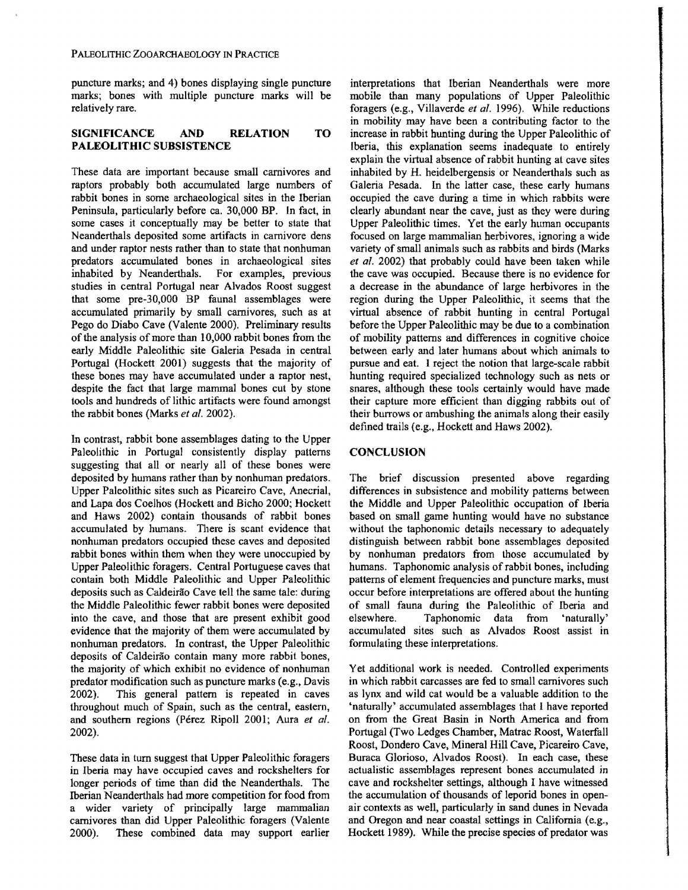puncture marks; and 4) bones displaying single puncture marks; bones with multiple puncture marks will be relatively rare.

## SIGNIFICANCE AND RELATION TO PALEOLITHIC SUBSISTENCE

These data are important because small carnivores and raptors probably both accumulated large numbers of rabbit bones in some archaeological sites in the Iberian Peninsula, particularly before ca. 30,000 BP. In fact, in some cases it conceptually may be better to state that Neanderthals deposited some artifacts in carnivore dens and under raptor nests rather than to state that nonhuman predators accumulated bones in archaeological sites inhabited by Neanderthals. For examples, previous studies in central Portugal near Alvados Roost suggest that some pre-30,000 BP faunal assemblages were accumulated primarily by small carnivores, such as at Pego do Diabo Cave (Valente 2000). Preliminary results of the analysis of more than 10,000 rabbit bones from the early Middle Paleolithic site Galeria Pesada in central Portugal (Hockett 2001) suggests that the majority of these bones may have accumulated under a raptor nest, despite the fact that large mammal bones cut by stone tools and hundreds of lithic artifacts were found amongst the rabbit bones (Marks *et al.* 2002).

In contrast, rabbit bone assemblages dating to the Upper Paleolithic in Portugal consistently display patterns suggesting that all or nearly all of these bones were deposited by humans rather than by nonhuman predators. Upper Paleolithic sites such as Picareiro Cave, Anecrial, and Lapa dos Coelhos (Hockett and Bicho 2000; Hockett and Haws 2002) contain thousands of rabbit bones accumulated by humans. There is scant evidence that nonhuman predators occupied these caves and deposited rabbit bones within them when they were unoccupied by Upper Paleolithic foragers. Central Portuguese caves that contain both Middle Paleolithic and Upper Paleolithic deposits such as Caldeirão Cave tell the same tale: during the Middle Paleolithic fewer rabbit bones were deposited into the cave, and those that are present exhibit good evidence that the majority of them were accumulated by nonhuman predators. In contrast, the Upper Paleolithic deposits of Caldeirão contain many more rabbit bones, the majority of which exhibit no evidence of nonhuman predator modification such as puncture marks (e.g., Davis 2002). This general pattern is repeated in caves throughout much of Spain, such as the central, eastern, and southern regions (Pérez Ripoll 2001; Aura *et al.* 2002).

These data in turn suggest that Upper Paleolithic foragers in Iberia may have occupied caves and rockshelters for longer periods of time than did the Neanderthals. The Iberian Neanderthals had more competition for food from a wider variety of principally large mammalian carnivores than did Upper Paleolithic foragers (Valente 2000). These combined data may support earlier interpretations that Iberian Neanderthals were more mobile than many populations of Upper Paleolithic foragers (e.g., Villaverde *et al.* 1996). While reductions in mobility may have been a contributing factor to the increase in rabbit hunting during the Upper Paleolithic of Iberia, this explanation seems inadequate to entirely explain the virtual absence of rabbit hunting at cave sites inhabited by H. heidelbergensis or Neanderthals such as Galeria Pesada. In the latter case, these early humans occupied the cave during a time in which rabbits were clearly abundant near the cave, just as they were during Upper Paleolithic times. Yet the early human occupants focused on large mammalian herbivores, ignoring a wide variety of small animals such as rabbits and birds (Marks *et al.* 2002) that probably could have been taken while the cave was occupied. Because there is no evidence for a decrease in the abundance of large herbivores in the region during the Upper Paleolithic, it seems that the virtual absence of rabbit hunting in central Portugal before the Upper Paleolithic may be due to a combination of mobility patterns and differences in cognitive choice between early and later humans about which animals to pursue and eat. I reject the notion that large-scale rabbit hunting required specialized technology such as nets or snares, although these tools certainly would have made their capture more efficient than digging rabbits out of their burrows or ambushing the animals along their easily defined trails (e.g., Hockett and Haws 2002).

## CONCLUSION

The brief discussion presented above regarding differences in subsistence and mobility patterns between the Middle and Upper Paleolithic occupation of Iberia based on small game hunting would have no substance without the taphonomic details necessary to adequately distinguish between rabbit bone assemblages deposited by nonhuman predators from those accumulated by humans. Taphonomic analysis of rabbit bones, including patterns of element frequencies and puncture marks, must occur before interpretations are offered about the hunting of small fauna during the Paleolithic of Iberia and elsewhere. Taphonomic data from 'naturally' accumulated sites such as Alvados Roost assist in formulating these interpretations.

Yet additional work is needed. Controlled experiments in which rabbit carcasses are fed to small carnivores such as lynx and wild cat would be a valuable addition to the 'naturally' accumulated assemblages that I have reported on from the Great Basin in North America and from Portugal (Two Ledges Chamber, Matrac Roost, Waterfall Roost, Dondero Cave, Mineral Hill Cave, Picareiro Cave, Buraca Glorioso, Alvados Roost). In each case, these actualistic assemblages represent bones accumulated in cave and rockshelter settings, although I have witnessed the accumulation of thousands of leporid bones in open-air contexts as well, particularly in sand dunes in Nevada and Oregon and near coastal settings in California (e.g., Hockett 1989). While the precise species of predator was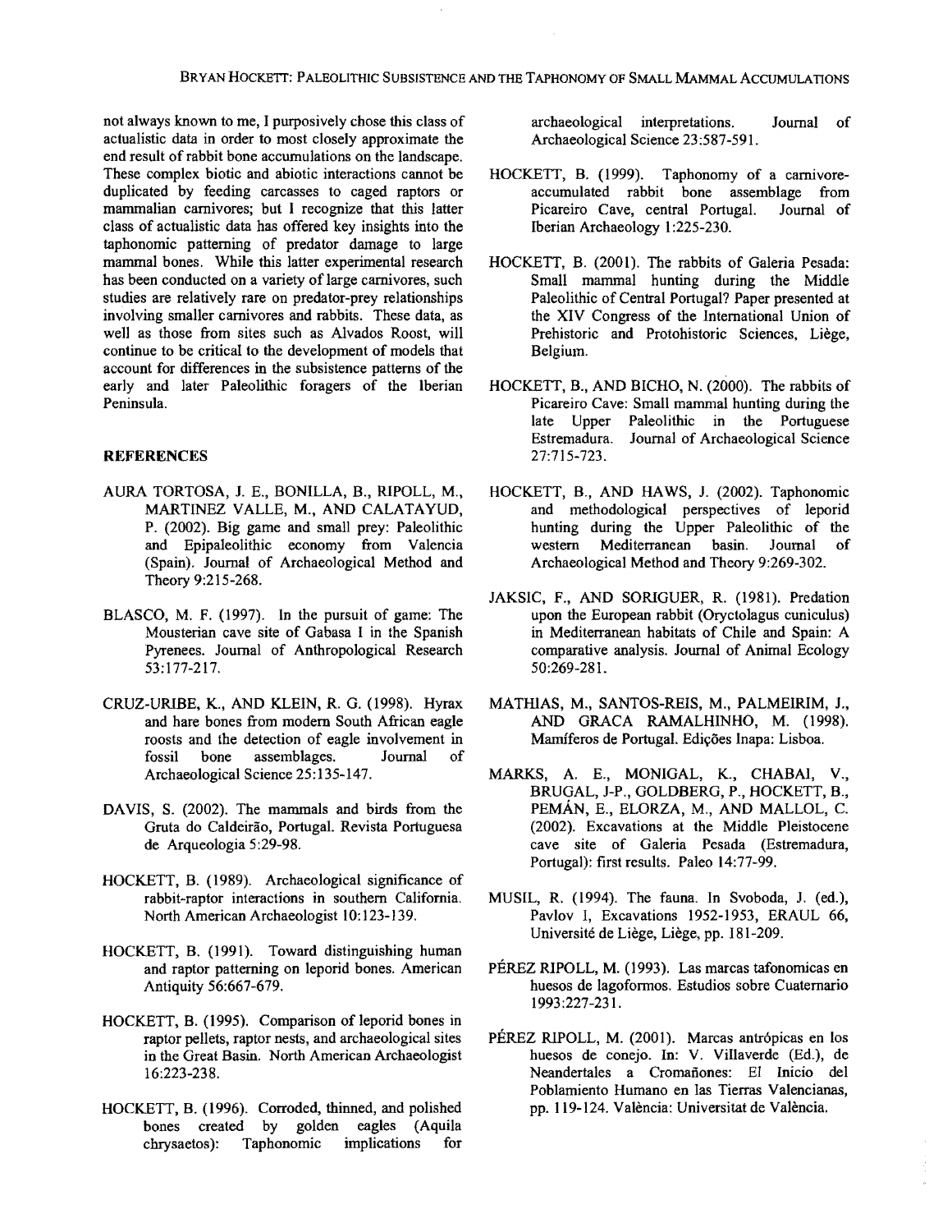not always known to me, I purposively chose this class of actualistic data in order to most closely approximate the end result of rabbit bone accumulations on the landscape. These complex biotic and abiotic interactions cannot be duplicated by feeding carcasses to caged raptors or mammalian carnivores; but I recognize that this latter class of actualistic data has offered key insights into the taphonomic patterning of predator damage to large mammal bones. While this latter experimental research has been conducted on a variety of large carnivores, such studies are relatively rare on predator-prey relationships involving smaller carnivores and rabbits. These data, as well as those from sites such as Alvados Roost, will continue to be critical to the development of models that account for differences in the subsistence patterns of the early and later Paleolithic foragers of the Iberian Peninsula.

## REFERENCES

AURA TORTOSA, J. E., BONILLA, B., RIPOLL, M., MARTINEZ VALLE, M., AND CALATAYUD, P. (2002). Big game and small prey: Paleolithic and Epipaleolithic economy from Valencia (Spain). Journal of Archaeological Method and Theory 9:215-268.

BLASCO, M. F. (1997). In the pursuit of game: The Mousterian cave site of Gabasa I in the Spanish Pyrenees. Journal of Anthropological Research 53:177-217.

CRUZ-URIBE, K., AND KLEIN, R. G. (1998). Hyrax and hare bones from modern South African eagle roosts and the detection of eagle involvement in fossil bone assemblages. Journal of Archaeological Science 25:135-147.

DAVIS, S. (2002). The mammals and birds from the Gruta do Caldeirão, Portugal. Revista Portuguesa de Arqueologia 5:29-98.

HOCKETT, B. (1989). Archaeological significance of rabbit-raptor interactions in southern California. North American Archaeologist 10:123-139.

HOCKETT, B. (1991). Toward distinguishing human and raptor patterning on leporid bones. American Antiquity 56:667-679.

HOCKETT, B. (1995). Comparison of leporid bones in raptor pellets, raptor nests, and archaeological sites in the Great Basin. North American Archaeologist 16:223-238.

HOCKETT, B. (1996). Corroded, thinned, and polished bones created by golden eagles (Aquila chrysaetos): Taphonomic implications for archaeological interpretations. Journal of Archaeological Science 23:587-591.

HOCKETT, B. (1999). Taphonomy of a carnivore-accumulated rabbit bone assemblage from Picareiro Cave, central Portugal. Journal of Iberian Archaeology 1:225-230.

HOCKETT, B. (2001). The rabbits of Galeria Pesada: Small mammal hunting during the Middle Paleolithic of Central Portugal? Paper presented at the XIV Congress of the International Union of Prehistoric and Protohistoric Sciences, Liège, Belgium.

HOCKETT, B., AND BICHO, N. (2000). The rabbits of Picareiro Cave: Small mammal hunting during the late Upper Paleolithic in the Portuguese Estremadura. Journal of Archaeological Science 27:715-723.

HOCKETT, B., AND HAWS, J. (2002). Taphonomic and methodological perspectives of leporid hunting during the Upper Paleolithic of the western Mediterranean basin. Journal of Archaeological Method and Theory 9:269-302.

JAKSIC, F., AND SORIGUER, R. (1981). Predation upon the European rabbit (Oryctolagus cuniculus) in Mediterranean habitats of Chile and Spain: A comparative analysis. Journal of Animal Ecology 50:269-281.

MATHIAS, M., SANTOS-REIS, M., PALMEIRIM, J., AND GRACA RAMALHINHO, M. (1998). Mamíferos de Portugal. Edições Inapa: Lisboa.

MARKS, A. E., MONIGAL, K., CHABAI, V., BRUGAL, J-P., GOLDBERG, P., HOCKETT, B., PEMÁN, E., ELORZA, M., AND MALLOL, C. (2002). Excavations at the Middle Pleistocene cave site of Galeria Pesada (Estremadura, Portugal): first results. Paleo 14:77-99.

MUSIL, R. (1994). The fauna. In Svoboda, J. (ed.), Pavlov I, Excavations 1952-1953, ERAUL 66, Université de Liège, Liège, pp. 181-209.

PÉREZ RIPOLL, M. (1993). Las marcas tafonomicas en huesos de lagoformos. Estudios sobre Cuaternario 1993:227-231.

PÉREZ RIPOLL, M. (2001). Marcas antrópicas en los huesos de conejo. In: V. Villaverde (Ed.), de Neandertales a Cromañones: El Inicio del Poblamiento Humano en las Tierras Valencianas, pp. 119-124. València: Universitat de València.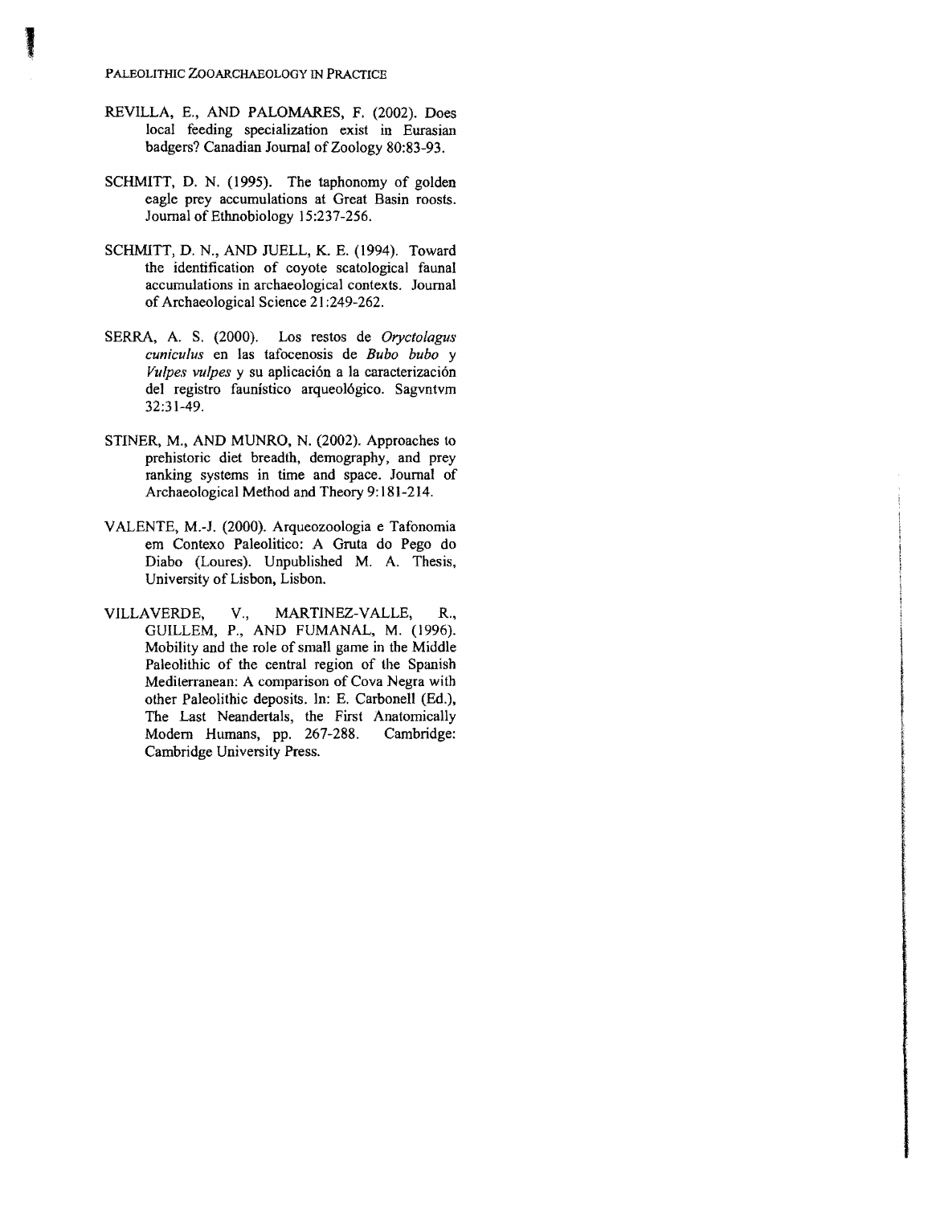REVILLA, E., AND PALOMARES, F. (2002). Does local feeding specialization exist in Eurasian badgers? Canadian Journal of Zoology 80:83-93.

SCHMITT, D. N. (1995). The taphonomy of golden eagle prey accumulations at Great Basin roosts. Journal of Ethnobiology 15:237-256.

SCHMITT, D. N., AND JUELL, K. E. (1994). Toward the identification of coyote scatological faunal accumulations in archaeological contexts. Journal of Archaeological Science 21:249-262.

SERRA, A. S. (2000). Los restos de *Oryctolagus cuniculus* en las tafocenosis de *Bubo bubo* y *Vulpes vulpes* y su aplicación a la caracterización del registro faunístico arqueológico. Sagvntvm 32:31-49.

STINER, M., AND MUNRO, N. (2002). Approaches to prehistoric diet breadth, demography, and prey ranking systems in time and space. Journal of Archaeological Method and Theory 9:181-214.

VALENTE, M.-J. (2000). Arqueozoologia e Tafonomia em Contexo Paleolitico: A Gruta do Pego do Diabo (Loures). Unpublished M. A. Thesis, University of Lisbon, Lisbon.

VILLAVERDE, V., MARTINEZ-VALLE, R., GUILLEM, P., AND FUMANAL, M. (1996). Mobility and the role of small game in the Middle Paleolithic of the central region of the Spanish Mediterranean: A comparison of Cova Negra with other Paleolithic deposits. In: E. Carbonell (Ed.), The Last Neandertals, the First Anatomically Modern Humans, pp. 267-288. Cambridge: Cambridge University Press.